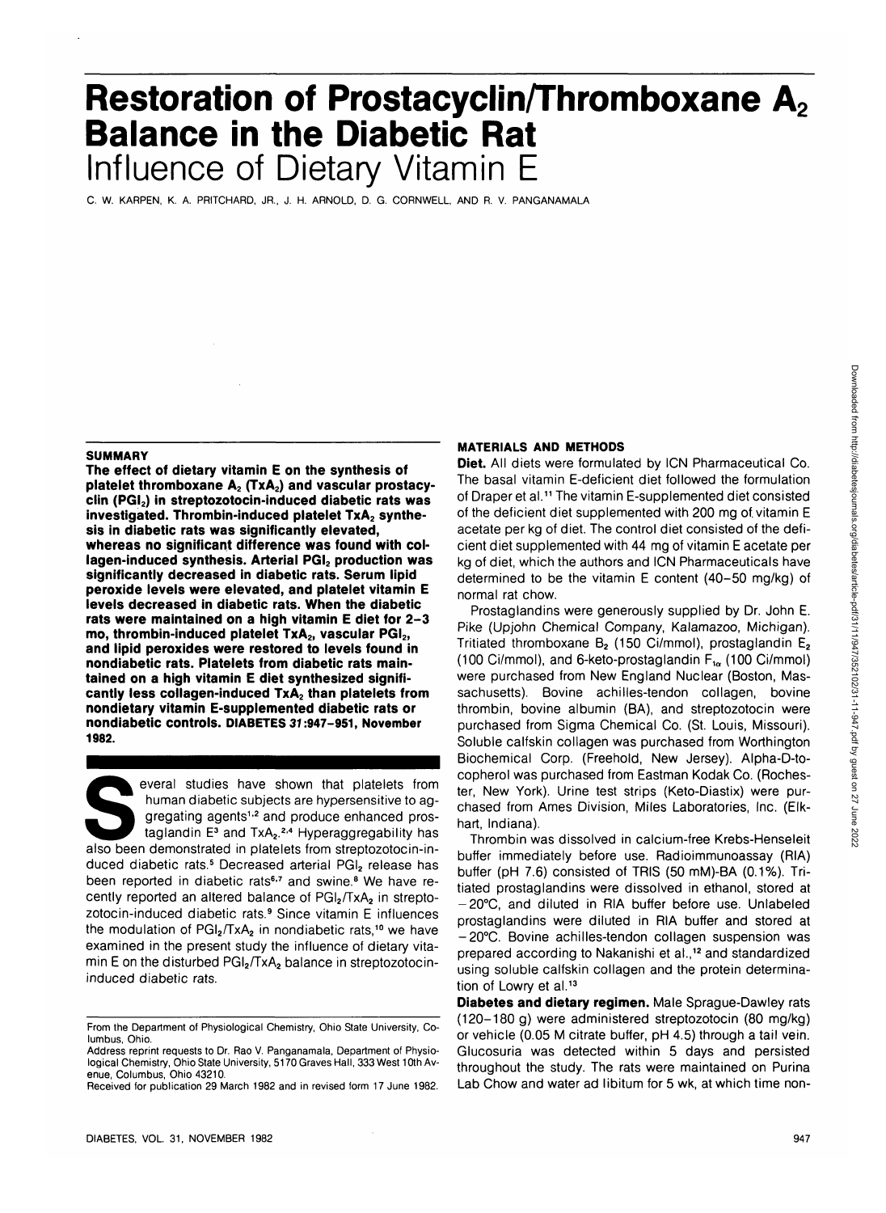# Restoration of Prostacyclin/Thromboxane $A_2$ Balance in the Diabetic Rat

## Influence of Dietary Vitamin E

C. W. KARPEN, K. A. PRITCHARD, JR., J. H. ARNOLD, D. G. CORNWELL, AND R. V. PANGANAMALA

### SUMMARY

**The effect of dietary vitamin E on the synthesis of platelet thromboxane $A_2$ ($TxA_2$) and vascular prostacyclin ($PGI_2$) in streptozotocin-induced diabetic rats was investigated. Thrombin-induced platelet $TxA_2$ synthesis in diabetic rats was significantly elevated, whereas no significant difference was found with collagen-induced synthesis. Arterial $PGI_2$ production was significantly decreased in diabetic rats. Serum lipid peroxide levels were elevated, and platelet vitamin E levels decreased in diabetic rats. When the diabetic rats were maintained on a high vitamin E diet for 2–3 mo, thrombin-induced platelet $TxA_2$, vascular $PGI_2$, and lipid peroxides were restored to levels found in nondiabetic rats. Platelets from diabetic rats maintained on a high vitamin E diet synthesized significantly less collagen-induced $TxA_2$ than platelets from nondietary vitamin E-supplemented diabetic rats or nondiabetic controls. DIABETES *31*:947–951, November 1982.**

Several studies have shown that platelets from human diabetic subjects are hypersensitive to aggregating agents[1,2] and produce enhanced prostaglandin E[3] and $TxA_2$.[2,4] Hyperaggregability has also been demonstrated in platelets from streptozotocin-induced diabetic rats.[5] Decreased arterial $PGI_2$ release has been reported in diabetic rats[6,7] and swine.[8] We have recently reported an altered balance of $PGI_2/TxA_2$ in streptozotocin-induced diabetic rats.[9] Since vitamin E influences the modulation of $PGI_2/TxA_2$ in nondiabetic rats,[10] we have examined in the present study the influence of dietary vitamin E on the disturbed $PGI_2/TxA_2$ balance in streptozotocin-induced diabetic rats.

From the Department of Physiological Chemistry, Ohio State University, Columbus, Ohio.

Address reprint requests to Dr. Rao V. Panganamala, Department of Physiological Chemistry, Ohio State University, 5170 Graves Hall, 333 West 10th Avenue, Columbus, Ohio 43210.

Received for publication 29 March 1982 and in revised form 17 June 1982.

### MATERIALS AND METHODS

**Diet.** All diets were formulated by ICN Pharmaceutical Co. The basal vitamin E-deficient diet followed the formulation of Draper et al.[11] The vitamin E-supplemented diet consisted of the deficient diet supplemented with 200 mg of vitamin E acetate per kg of diet. The control diet consisted of the deficient diet supplemented with 44 mg of vitamin E acetate per kg of diet, which the authors and ICN Pharmaceuticals have determined to be the vitamin E content (40–50 mg/kg) of normal rat chow.

Prostaglandins were generously supplied by Dr. John E. Pike (Upjohn Chemical Company, Kalamazoo, Michigan). Tritiated thromboxane $B_2$ (150 Ci/mmol), prostaglandin $E_2$ (100 Ci/mmol), and 6-keto-prostaglandin $F_{1\alpha}$ (100 Ci/mmol) were purchased from New England Nuclear (Boston, Massachusetts). Bovine achilles-tendon collagen, bovine thrombin, bovine albumin (BA), and streptozotocin were purchased from Sigma Chemical Co. (St. Louis, Missouri). Soluble calfskin collagen was purchased from Worthington Biochemical Corp. (Freehold, New Jersey). Alpha-D-tocopherol was purchased from Eastman Kodak Co. (Rochester, New York). Urine test strips (Keto-Diastix) were purchased from Ames Division, Miles Laboratories, Inc. (Elkhart, Indiana).

Thrombin was dissolved in calcium-free Krebs-Henseleit buffer immediately before use. Radioimmunoassay (RIA) buffer (pH 7.6) consisted of TRIS (50 mM)-BA (0.1%). Tritiated prostaglandins were dissolved in ethanol, stored at −20°C, and diluted in RIA buffer before use. Unlabeled prostaglandins were diluted in RIA buffer and stored at −20°C. Bovine achilles-tendon collagen suspension was prepared according to Nakanishi et al.,[12] and standardized using soluble calfskin collagen and the protein determination of Lowry et al.[13]

**Diabetes and dietary regimen.** Male Sprague-Dawley rats (120–180 g) were administered streptozotocin (80 mg/kg) or vehicle (0.05 M citrate buffer, pH 4.5) through a tail vein. Glucosuria was detected within 5 days and persisted throughout the study. The rats were maintained on Purina Lab Chow and water ad libitum for 5 wk, at which time non-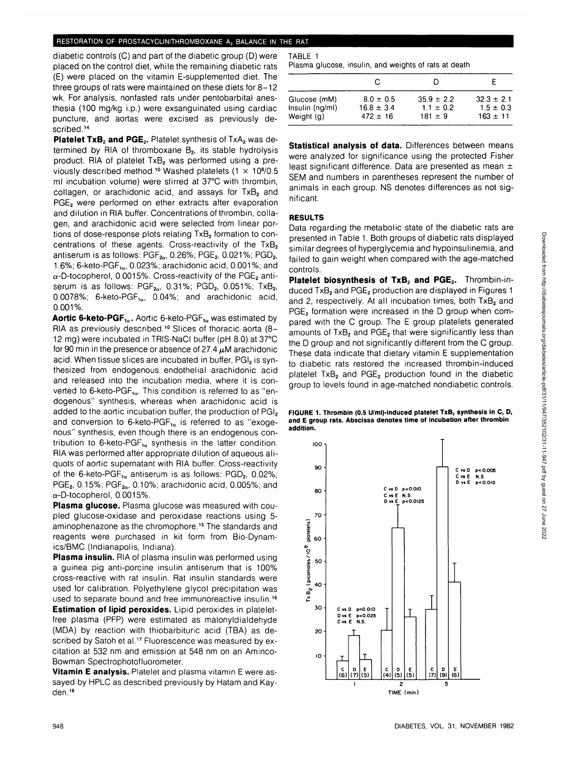diabetic controls (C) and part of the diabetic group (D) were placed on the control diet, while the remaining diabetic rats (E) were placed on the vitamin E-supplemented diet. The three groups of rats were maintained on these diets for 8–12 wk. For analysis, nonfasted rats under pentobarbital anesthesia (100 mg/kg i.p.) were exsanguinated using cardiac puncture, and aortas were excised as previously described.[14]

**Platelet $TxB_2$ and $PGE_2$.** Platelet synthesis of $TxA_2$ was determined by RIA of thromboxane $B_2$, its stable hydrolysis product. RIA of platelet $TxB_2$ was performed using a previously described method.[10] Washed platelets ($1 \times 10^8$/0.5 ml incubation volume) were stirred at 37°C with thrombin, collagen, or arachidonic acid, and assays for $TxB_2$ and $PGE_2$ were performed on ether extracts after evaporation and dilution in RIA buffer. Concentrations of thrombin, collagen, and arachidonic acid were selected from linear portions of dose-response plots relating $TxB_2$ formation to concentrations of these agents. Cross-reactivity of the $TxB_2$ antiserum is as follows: $PGF_{2\alpha}$, 0.26%; $PGE_2$, 0.021%; $PGD_2$, 1.6%; 6-keto-$PGF_{1\alpha}$, 0.023%; arachidonic acid, 0.001%; and $\alpha$-D-tocopherol, 0.0015%. Cross-reactivity of the $PGE_2$ antiserum is as follows: $PGF_{2\alpha}$, 0.31%; $PGD_2$, 0.051%; $TxB_2$, 0.0078%; 6-keto-$PGF_{1\alpha}$, 0.04%; and arachidonic acid, 0.001%.

**Aortic 6-keto-$PGF_{1\alpha}$.** Aortic 6-keto-$PGF_{1\alpha}$ was estimated by RIA as previously described.[10] Slices of thoracic aorta (8–12 mg) were incubated in TRIS-NaCl buffer (pH 8.0) at 37°C for 90 min in the presence or absence of 27.4 $\mu$M arachidonic acid. When tissue slices are incubated in buffer, $PGI_2$ is synthesized from endogenous endothelial arachidonic acid and released into the incubation media, where it is converted to 6-keto-$PGF_{1\alpha}$. This condition is referred to as "endogenous" synthesis, whereas when arachidonic acid is added to the aortic incubation buffer, the production of $PGI_2$ and conversion to 6-keto-$PGF_{1\alpha}$ is referred to as "exogenous" synthesis, even though there is an endogenous contribution to 6-keto-$PGF_{1\alpha}$ synthesis in the latter condition. RIA was performed after appropriate dilution of aqueous aliquots of aortic supernatant with RIA buffer. Cross-reactivity of the 6-keto-$PGF_{1\alpha}$ antiserum is as follows: $PGD_2$, 0.02%; $PGE_2$, 0.15%; $PGF_{2\alpha}$, 0.10%; arachidonic acid, 0.005%; and $\alpha$-D-tocopherol, 0.0015%.

**Plasma glucose.** Plasma glucose was measured with coupled glucose-oxidase and peroxidase reactions using 5-aminophenazone as the chromophore.[15] The standards and reagents were purchased in kit form from Bio-Dynamics/BMC (Indianapolis, Indiana).

**Plasma insulin.** RIA of plasma insulin was performed using a guinea pig anti-porcine insulin antiserum that is 100% cross-reactive with rat insulin. Rat insulin standards were used for calibration. Polyethylene glycol precipitation was used to separate bound and free immunoreactive insulin.[16]

**Estimation of lipid peroxides.** Lipid peroxides in platelet-free plasma (PFP) were estimated as malonyldialdehyde (MDA) by reaction with thiobarbituric acid (TBA) as described by Satoh et al.[17] Fluorescence was measured by excitation at 532 nm and emission at 548 nm on an Aminco-Bowman Spectrophotofluorometer.

**Vitamin E analysis.** Platelet and plasma vitamin E were assayed by HPLC as described previously by Hatam and Kayden.[18]

TABLE 1
Plasma glucose, insulin, and weights of rats at death

| | C | D | E |
|---|---|---|---|
| Glucose (mM) | 8.0 ± 0.5 | 35.9 ± 2.2 | 32.3 ± 2.1 |
| Insulin (ng/ml) | 16.8 ± 3.4 | 1.1 ± 0.2 | 1.5 ± 0.3 |
| Weight (g) | 472 ± 16 | 181 ± 9 | 163 ± 11 |

**Statistical analysis of data.** Differences between means were analyzed for significance using the protected Fisher least significant difference. Data are presented as mean ± SEM and numbers in parentheses represent the number of animals in each group. NS denotes differences as not significant.

## RESULTS

Data regarding the metabolic state of the diabetic rats are presented in Table 1. Both groups of diabetic rats displayed similar degrees of hyperglycemia and hypoinsulinemia, and failed to gain weight when compared with the age-matched controls.

**Platelet biosynthesis of $TxB_2$ and $PGE_2$.** Thrombin-induced $TxB_2$ and $PGE_2$ production are displayed in Figures 1 and 2, respectively. At all incubation times, both $TxB_2$ and $PGE_2$ formation were increased in the D group when compared with the C group. The E group platelets generated amounts of $TxB_2$ and $PGE_2$ that were significantly less than the D group and not significantly different from the C group. These data indicate that dietary vitamin E supplementation to diabetic rats restored the increased thrombin-induced platelet $TxB_2$ and $PGE_2$ production found in the diabetic group to levels found in age-matched nondiabetic controls.

**FIGURE 1. Thrombin (0.5 U/ml)-induced platelet $TxB_2$ synthesis in C, D, and E group rats. Abscissa denotes time of incubation after thrombin addition.**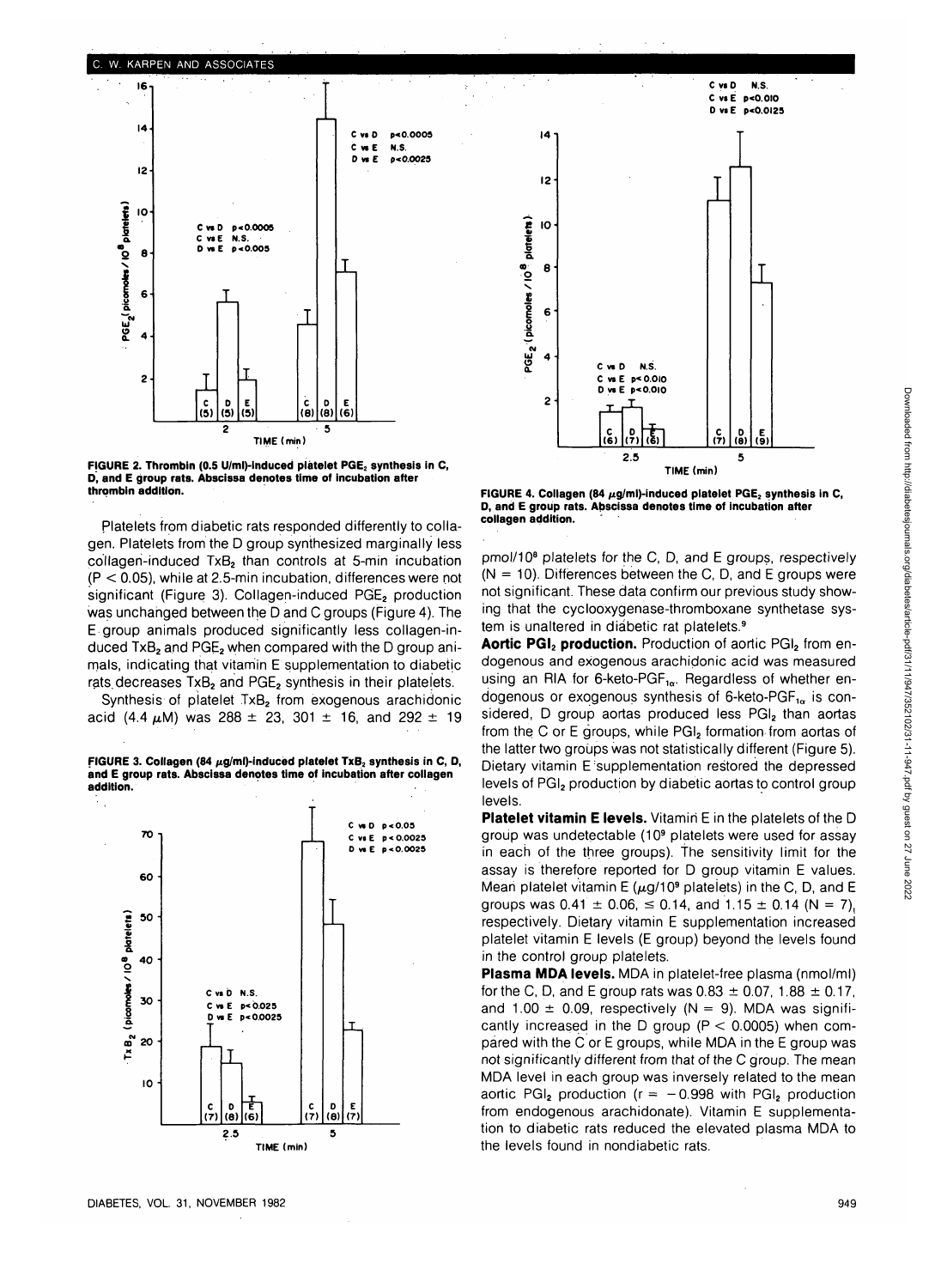FIGURE 2. Thrombin (0.5 U/ml)-induced platelet $PGE_2$ synthesis in C, D, and E group rats. Abscissa denotes time of incubation after thrombin addition.

Platelets from diabetic rats responded differently to collagen. Platelets from the D group synthesized marginally less collagen-induced $TxB_2$ than controls at 5-min incubation ($P < 0.05$), while at 2.5-min incubation, differences were not significant (Figure 3). Collagen-induced $PGE_2$ production was unchanged between the D and C groups (Figure 4). The E group animals produced significantly less collagen-induced $TxB_2$ and $PGE_2$ when compared with the D group animals, indicating that vitamin E supplementation to diabetic rats decreases $TxB_2$ and $PGE_2$ synthesis in their platelets.

Synthesis of platelet $TxB_2$ from exogenous arachidonic acid (4.4 $\mu$M) was 288 ± 23, 301 ± 16, and 292 ± 19 pmol/$10^8$ platelets for the C, D, and E groups, respectively (N = 10). Differences between the C, D, and E groups were not significant. These data confirm our previous study showing that the cyclooxygenase-thromboxane synthetase system is unaltered in diabetic rat platelets.[9]

FIGURE 3. Collagen (84 $\mu$g/ml)-induced platelet $TxB_2$ synthesis in C, D, and E group rats. Abscissa denotes time of incubation after collagen addition.

FIGURE 4. Collagen (84 $\mu$g/ml)-induced platelet $PGE_2$ synthesis in C, D, and E group rats. Abscissa denotes time of incubation after collagen addition.

**Aortic $PGI_2$ production.** Production of aortic $PGI_2$ from endogenous and exogenous arachidonic acid was measured using an RIA for 6-keto-$PGF_{1\alpha}$. Regardless of whether endogenous or exogenous synthesis of 6-keto-$PGF_{1\alpha}$ is considered, D group aortas produced less $PGI_2$ than aortas from the C or E groups, while $PGI_2$ formation from aortas of the latter two groups was not statistically different (Figure 5). Dietary vitamin E supplementation restored the depressed levels of $PGI_2$ production by diabetic aortas to control group levels.

**Platelet vitamin E levels.** Vitamin E in the platelets of the D group was undetectable ($10^9$ platelets were used for assay in each of the three groups). The sensitivity limit for the assay is therefore reported for D group vitamin E values. Mean platelet vitamin E ($\mu$g/$10^9$ platelets) in the C, D, and E groups was 0.41 ± 0.06, ≤ 0.14, and 1.15 ± 0.14 (N = 7), respectively. Dietary vitamin E supplementation increased platelet vitamin E levels (E group) beyond the levels found in the control group platelets.

**Plasma MDA levels.** MDA in platelet-free plasma (nmol/ml) for the C, D, and E group rats was 0.83 ± 0.07, 1.88 ± 0.17, and 1.00 ± 0.09, respectively (N = 9). MDA was significantly increased in the D group ($P < 0.0005$) when compared with the C or E groups, while MDA in the E group was not significantly different from that of the C group. The mean MDA level in each group was inversely related to the mean aortic $PGI_2$ production ($r = -0.998$ with $PGI_2$ production from endogenous arachidonate). Vitamin E supplementation to diabetic rats reduced the elevated plasma MDA to the levels found in nondiabetic rats.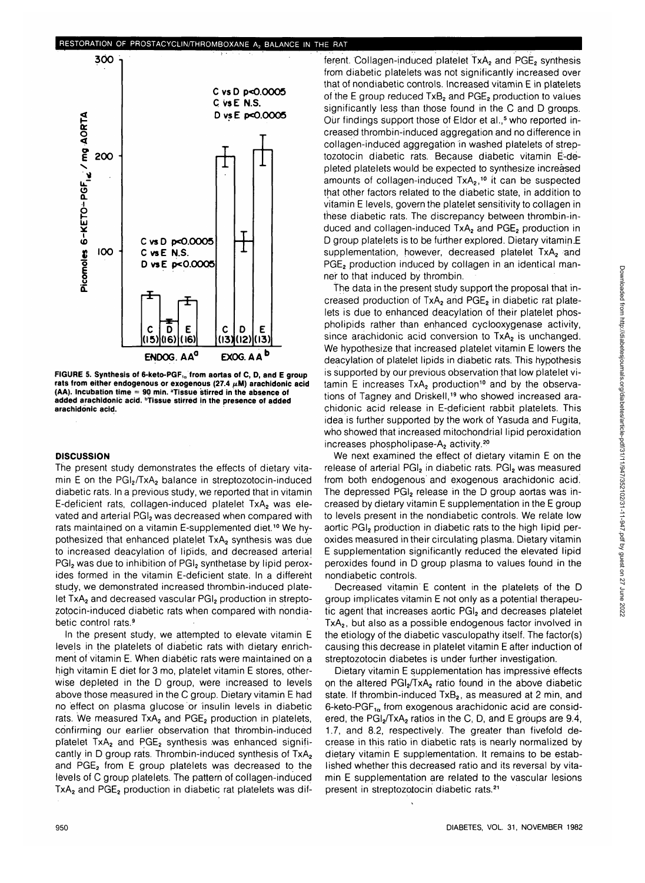FIGURE 5. Synthesis of 6-keto-$PGF_{1\alpha}$ from aortas of C, D, and E group rats from either endogenous or exogenous (27.4 μM) arachidonic acid (AA). Incubation time = 90 min. [a]Tissue stirred in the absence of added arachidonic acid. [b]Tissue stirred in the presence of added arachidonic acid.

## DISCUSSION

The present study demonstrates the effects of dietary vitamin E on the $PGI_2/TxA_2$ balance in streptozotocin-induced diabetic rats. In a previous study, we reported that in vitamin E-deficient rats, collagen-induced platelet $TxA_2$ was elevated and arterial $PGI_2$ was decreased when compared with rats maintained on a vitamin E-supplemented diet.[10] We hypothesized that enhanced platelet $TxA_2$ synthesis was due to increased deacylation of lipids, and decreased arterial $PGI_2$ was due to inhibition of $PGI_2$ synthetase by lipid peroxides formed in the vitamin E-deficient state. In a different study, we demonstrated increased thrombin-induced platelet $TxA_2$ and decreased vascular $PGI_2$ production in streptozotocin-induced diabetic rats when compared with nondiabetic control rats.[9]

In the present study, we attempted to elevate vitamin E levels in the platelets of diabetic rats with dietary enrichment of vitamin E. When diabetic rats were maintained on a high vitamin E diet for 3 mo, platelet vitamin E stores, otherwise depleted in the D group, were increased to levels above those measured in the C group. Dietary vitamin E had no effect on plasma glucose or insulin levels in diabetic rats. We measured $TxA_2$ and $PGE_2$ production in platelets, confirming our earlier observation that thrombin-induced platelet $TxA_2$ and $PGE_2$ synthesis was enhanced significantly in D group rats. Thrombin-induced synthesis of $TxA_2$ and $PGE_2$ from E group platelets was decreased to the levels of C group platelets. The pattern of collagen-induced $TxA_2$ and $PGE_2$ production in diabetic rat platelets was different. Collagen-induced platelet $TxA_2$ and $PGE_2$ synthesis from diabetic platelets was not significantly increased over that of nondiabetic controls. Increased vitamin E in platelets of the E group reduced $TxB_2$ and $PGE_2$ production to values significantly less than those found in the C and D groups. Our findings support those of Eldor et al.,[5] who reported increased thrombin-induced aggregation and no difference in collagen-induced aggregation in washed platelets of streptozotocin diabetic rats. Because diabetic vitamin E-depleted platelets would be expected to synthesize increased amounts of collagen-induced $TxA_2$,[10] it can be suspected that other factors related to the diabetic state, in addition to vitamin E levels, govern the platelet sensitivity to collagen in these diabetic rats. The discrepancy between thrombin-induced and collagen-induced $TxA_2$ and $PGE_2$ production in D group platelets is to be further explored. Dietary vitamin E supplementation, however, decreased platelet $TxA_2$ and $PGE_2$ production induced by collagen in an identical manner to that induced by thrombin.

The data in the present study support the proposal that increased production of $TxA_2$ and $PGE_2$ in diabetic rat platelets is due to enhanced deacylation of their platelet phospholipids rather than enhanced cyclooxygenase activity, since arachidonic acid conversion to $TxA_2$ is unchanged. We hypothesize that increased platelet vitamin E lowers the deacylation of platelet lipids in diabetic rats. This hypothesis is supported by our previous observation that low platelet vitamin E increases $TxA_2$ production[10] and by the observations of Tagney and Driskell,[19] who showed increased arachidonic acid release in E-deficient rabbit platelets. This idea is further supported by the work of Yasuda and Fugita, who showed that increased mitochondrial lipid peroxidation increases phospholipase-$A_2$ activity.[20]

We next examined the effect of dietary vitamin E on the release of arterial $PGI_2$ in diabetic rats. $PGI_2$ was measured from both endogenous and exogenous arachidonic acid. The depressed $PGI_2$ release in the D group aortas was increased by dietary vitamin E supplementation in the E group to levels present in the nondiabetic controls. We relate low aortic $PGI_2$ production in diabetic rats to the high lipid peroxides measured in their circulating plasma. Dietary vitamin E supplementation significantly reduced the elevated lipid peroxides found in D group plasma to values found in the nondiabetic controls.

Decreased vitamin E content in the platelets of the D group implicates vitamin E not only as a potential therapeutic agent that increases aortic $PGI_2$ and decreases platelet $TxA_2$, but also as a possible endogenous factor involved in the etiology of the diabetic vasculopathy itself. The factor(s) causing this decrease in platelet vitamin E after induction of streptozotocin diabetes is under further investigation.

Dietary vitamin E supplementation has impressive effects on the altered $PGI_2/TxA_2$ ratio found in the above diabetic state. If thrombin-induced $TxB_2$, as measured at 2 min, and 6-keto-$PGF_{1\alpha}$ from exogenous arachidonic acid are considered, the $PGI_2/TxA_2$ ratios in the C, D, and E groups are 9.4, 1.7, and 8.2, respectively. The greater than fivefold decrease in this ratio in diabetic rats is nearly normalized by dietary vitamin E supplementation. It remains to be established whether this decreased ratio and its reversal by vitamin E supplementation are related to the vascular lesions present in streptozotocin diabetic rats.[21]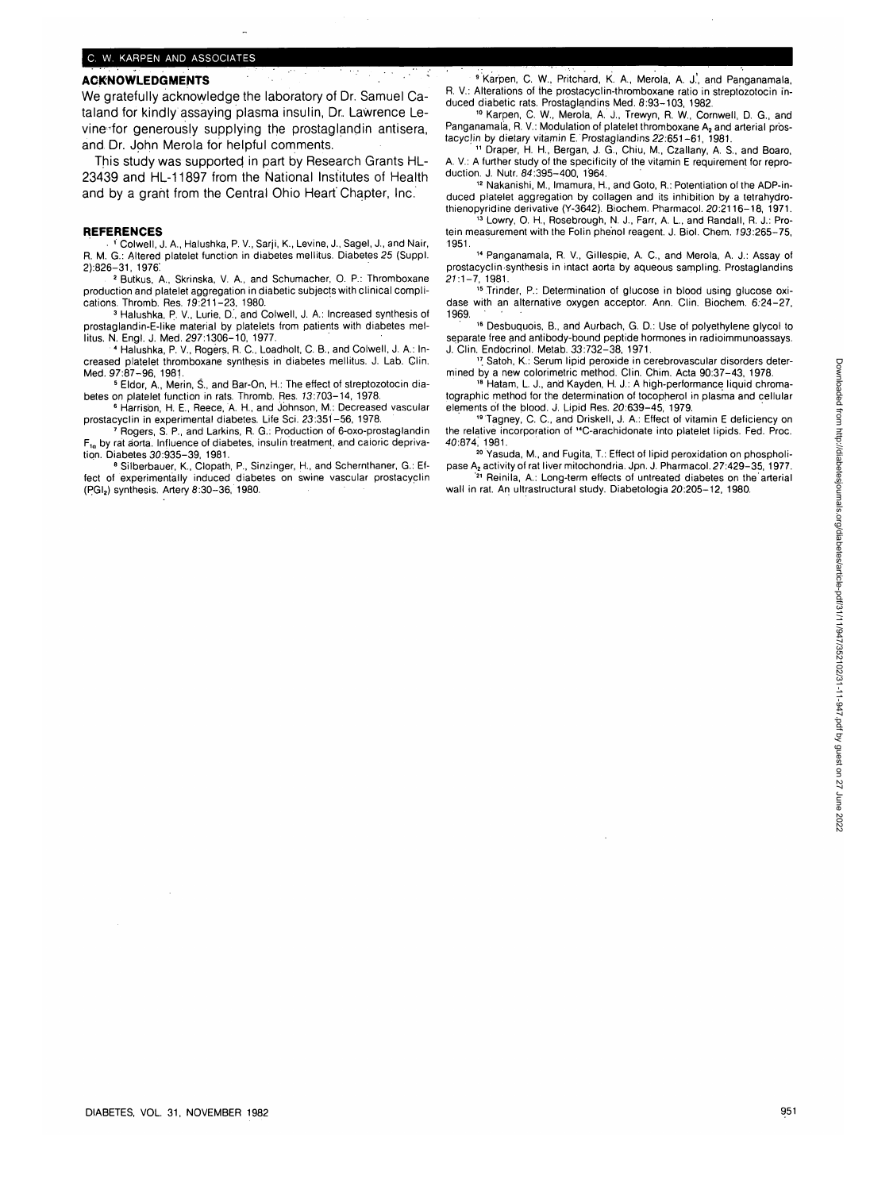## ACKNOWLEDGMENTS

We gratefully acknowledge the laboratory of Dr. Samuel Cataland for kindly assaying plasma insulin, Dr. Lawrence Levine for generously supplying the prostaglandin antisera, and Dr. John Merola for helpful comments.

This study was supported in part by Research Grants HL-23439 and HL-11897 from the National Institutes of Health and by a grant from the Central Ohio Heart Chapter, Inc.

## REFERENCES

[1] Colwell, J. A., Halushka, P. V., Sarji, K., Levine, J., Sagel, J., and Nair, R. M. G.: Altered platelet function in diabetes mellitus. Diabetes 25 (Suppl. 2):826–31, 1976.

[2] Butkus, A., Skrinska, V. A., and Schumacher, O. P.: Thromboxane production and platelet aggregation in diabetic subjects with clinical complications. Thromb. Res. 19:211–23, 1980.

[3] Halushka, P. V., Lurie, D., and Colwell, J. A.: Increased synthesis of prostaglandin-E-like material by platelets from patients with diabetes mellitus. N. Engl. J. Med. 297:1306–10, 1977.

[4] Halushka, P. V., Rogers, R. C., Loadholt, C. B., and Colwell, J. A.: Increased platelet thromboxane synthesis in diabetes mellitus. J. Lab. Clin. Med. 97:87–96, 1981.

[5] Eldor, A., Merin, S., and Bar-On, H.: The effect of streptozotocin diabetes on platelet function in rats. Thromb. Res. 13:703–14, 1978.

[6] Harrison, H. E., Reece, A. H., and Johnson, M.: Decreased vascular prostacyclin in experimental diabetes. Life Sci. 23:351–56, 1978.

[7] Rogers, S. P., and Larkins, R. G.: Production of 6-oxo-prostaglandin $F_{1\alpha}$ by rat aorta. Influence of diabetes, insulin treatment, and caloric deprivation. Diabetes 30:935–39, 1981.

[8] Silberbauer, K., Clopath, P., Sinzinger, H., and Schernthaner, G.: Effect of experimentally induced diabetes on swine vascular prostacyclin ($PGI_2$) synthesis. Artery 8:30–36, 1980.

[9] Karpen, C. W., Pritchard, K. A., Merola, A. J., and Panganamala, R. V.: Alterations of the prostacyclin-thromboxane ratio in streptozotocin induced diabetic rats. Prostaglandins Med. 8:93–103, 1982.

[10] Karpen, C. W., Merola, A. J., Trewyn, R. W., Cornwell, D. G., and Panganamala, R. V.: Modulation of platelet thromboxane $A_2$ and arterial prostacyclin by dietary vitamin E. Prostaglandins 22:651–61, 1981.

[11] Draper, H. H., Bergan, J. G., Chiu, M., Czallany, A. S., and Boaro, A. V.: A further study of the specificity of the vitamin E requirement for reproduction. J. Nutr. 84:395–400, 1964.

[12] Nakanishi, M., Imamura, H., and Goto, R.: Potentiation of the ADP-induced platelet aggregation by collagen and its inhibition by a tetrahydrothienopyridine derivative (Y-3642). Biochem. Pharmacol. 20:2116–18, 1971.

[13] Lowry, O. H., Rosebrough, N. J., Farr, A. L., and Randall, R. J.: Protein measurement with the Folin phenol reagent. J. Biol. Chem. 193:265–75, 1951.

[14] Panganamala, R. V., Gillespie, A. C., and Merola, A. J.: Assay of prostacyclin synthesis in intact aorta by aqueous sampling. Prostaglandins 21:1–7, 1981.

[15] Trinder, P.: Determination of glucose in blood using glucose oxidase with an alternative oxygen acceptor. Ann. Clin. Biochem. 6:24–27, 1969.

[16] Desbuquois, B., and Aurbach, G. D.: Use of polyethylene glycol to separate free and antibody-bound peptide hormones in radioimmunoassays. J. Clin. Endocrinol. Metab. 33:732–38, 1971.

[17] Satoh, K.: Serum lipid peroxide in cerebrovascular disorders determined by a new colorimetric method. Clin. Chim. Acta 90:37–43, 1978.

[18] Hatam, L. J., and Kayden, H. J.: A high-performance liquid chromatographic method for the determination of tocopherol in plasma and cellular elements of the blood. J. Lipid Res. 20:639–45, 1979.

[19] Tagney, C. C., and Driskell, J. A.: Effect of vitamin E deficiency on the relative incorporation of $^{14}C$-arachidonate into platelet lipids. Fed. Proc. 40:874, 1981.

[20] Yasuda, M., and Fugita, T.: Effect of lipid peroxidation on phospholipase $A_2$ activity of rat liver mitochondria. Jpn. J. Pharmacol. 27:429–35, 1977.

[21] Reinila, A.: Long-term effects of untreated diabetes on the arterial wall in rat. An ultrastructural study. Diabetologia 20:205–12, 1980.